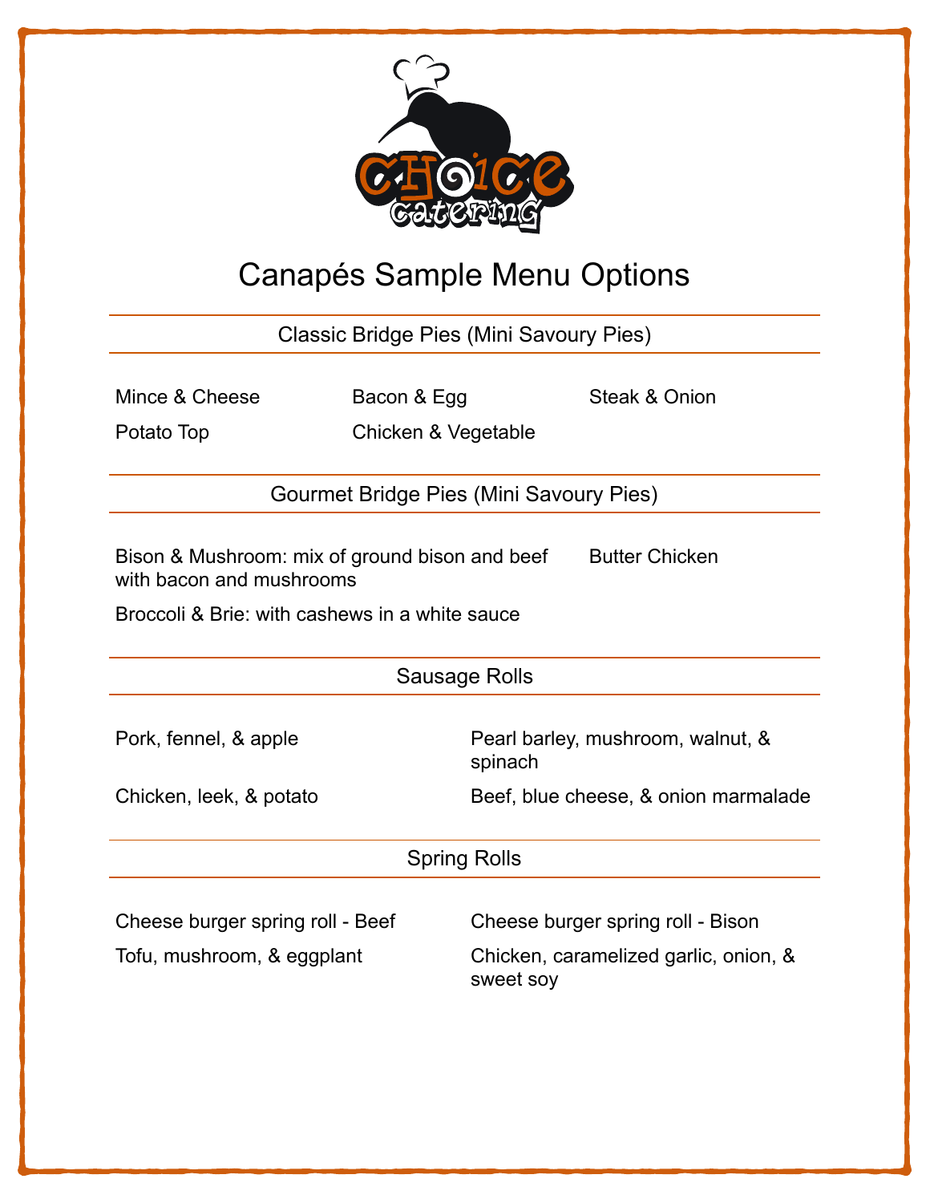# Canapés Sample Menu Options

## Classic Bridge Pies (Mini Savoury Pies)

- Mince & Cheese
- Bacon & Egg
- Steak & Onion
- Potato Top
- Chicken & Vegetable

## Gourmet Bridge Pies (Mini Savoury Pies)

- Bison & Mushroom: mix of ground bison and beef with bacon and mushrooms
- Butter Chicken
- Broccoli & Brie: with cashews in a white sauce

## Sausage Rolls

- Pork, fennel, & apple
- Pearl barley, mushroom, walnut, & spinach
- Chicken, leek, & potato
- Beef, blue cheese, & onion marmalade

## Spring Rolls

- Cheese burger spring roll - Beef
- Cheese burger spring roll - Bison
- Tofu, mushroom, & eggplant
- Chicken, caramelized garlic, onion, & sweet soy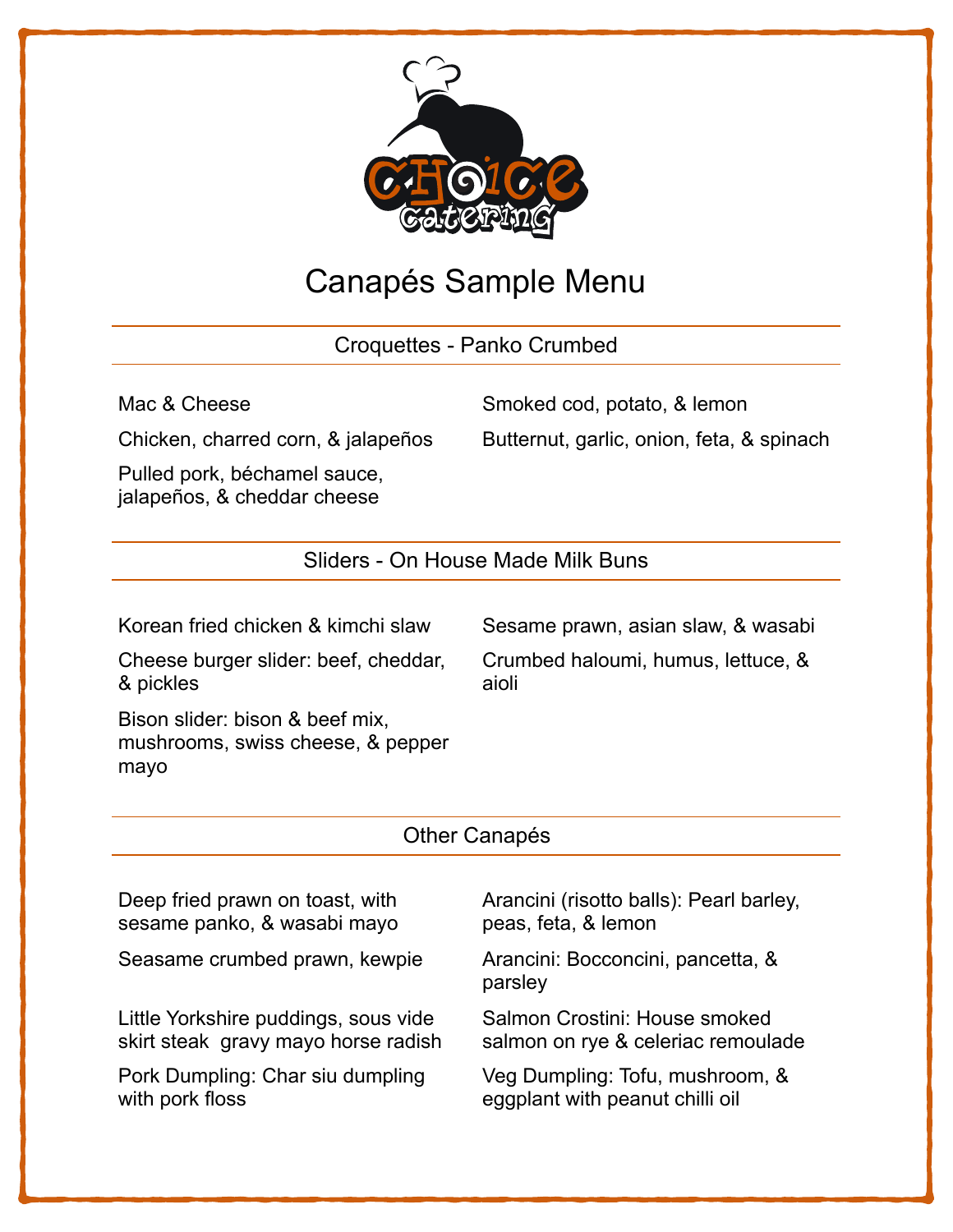# Canapés Sample Menu

## Croquettes - Panko Crumbed

Mac & Cheese

Chicken, charred corn, & jalapeños

Pulled pork, béchamel sauce, jalapeños, & cheddar cheese

Smoked cod, potato, & lemon

Butternut, garlic, onion, feta, & spinach

## Sliders - On House Made Milk Buns

Korean fried chicken & kimchi slaw

Cheese burger slider: beef, cheddar, & pickles

Bison slider: bison & beef mix, mushrooms, swiss cheese, & pepper mayo

Sesame prawn, asian slaw, & wasabi

Crumbed haloumi, humus, lettuce, & aioli

## Other Canapés

Deep fried prawn on toast, with sesame panko, & wasabi mayo

Seasame crumbed prawn, kewpie

Little Yorkshire puddings, sous vide skirt steak gravy mayo horse radish

Pork Dumpling: Char siu dumpling with pork floss

Arancini (risotto balls): Pearl barley, peas, feta, & lemon

Arancini: Bocconcini, pancetta, & parsley

Salmon Crostini: House smoked salmon on rye & celeriac remoulade

Veg Dumpling: Tofu, mushroom, & eggplant with peanut chilli oil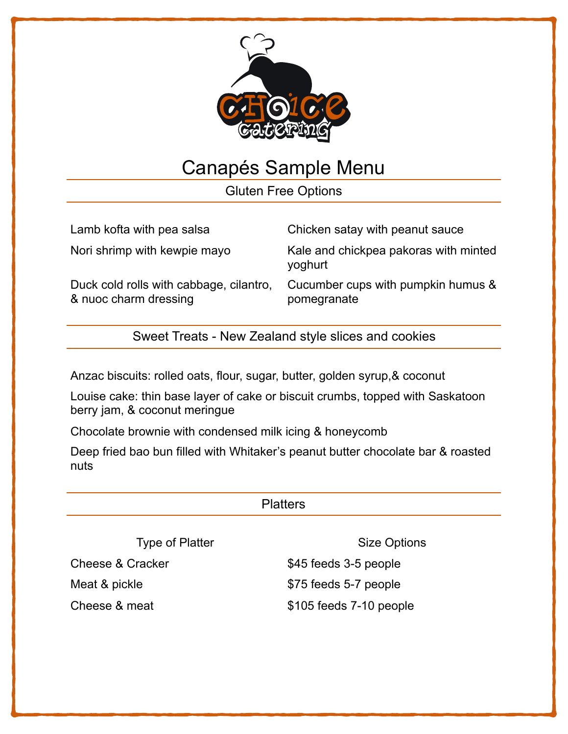# Canapés Sample Menu

## Gluten Free Options

- Lamb kofta with pea salsa
- Nori shrimp with kewpie mayo
- Duck cold rolls with cabbage, cilantro, & nuoc charm dressing
- Chicken satay with peanut sauce
- Kale and chickpea pakoras with minted yoghurt
- Cucumber cups with pumpkin humus & pomegranate

## Sweet Treats - New Zealand style slices and cookies

Anzac biscuits: rolled oats, flour, sugar, butter, golden syrup,& coconut

Louise cake: thin base layer of cake or biscuit crumbs, topped with Saskatoon berry jam, & coconut meringue

Chocolate brownie with condensed milk icing & honeycomb

Deep fried bao bun filled with Whitaker's peanut butter chocolate bar & roasted nuts

## Platters

| Type of Platter | Size Options |
|---|---|
| Cheese & Cracker | $45 feeds 3-5 people |
| Meat & pickle | $75 feeds 5-7 people |
| Cheese & meat | $105 feeds 7-10 people |